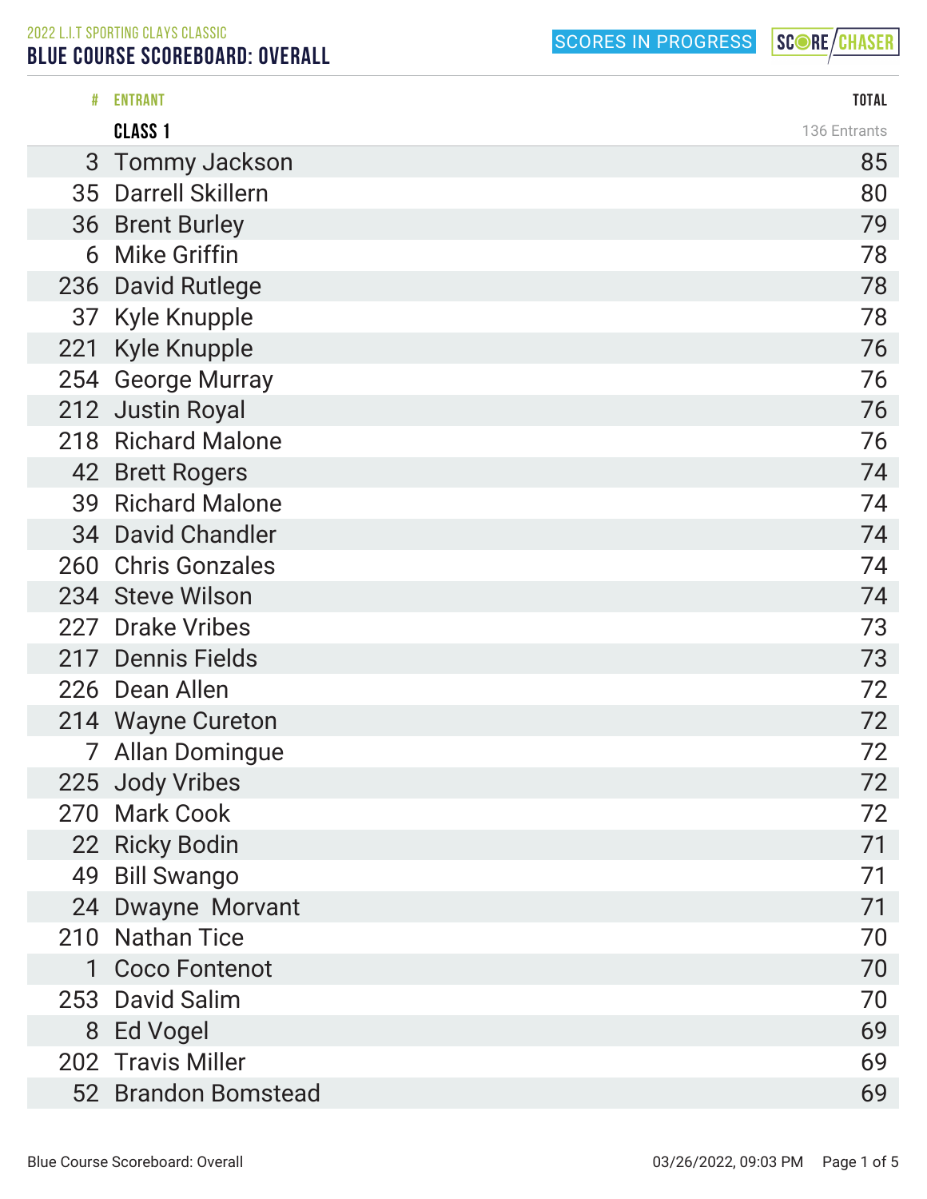2022 L.I.T SPORTING CLAYS CLASSIC

# BLUE COURSE SCOREBOARD: OVERALL

SCORES IN PROGRESS

| # | ENTRANT | TOTAL |
|---|---|---|
| | **CLASS 1** | 136 Entrants |
| 3 | Tommy Jackson | 85 |
| 35 | Darrell Skillern | 80 |
| 36 | Brent Burley | 79 |
| 6 | Mike Griffin | 78 |
| 236 | David Rutlege | 78 |
| 37 | Kyle Knupple | 78 |
| 221 | Kyle Knupple | 76 |
| 254 | George Murray | 76 |
| 212 | Justin Royal | 76 |
| 218 | Richard Malone | 76 |
| 42 | Brett Rogers | 74 |
| 39 | Richard Malone | 74 |
| 34 | David Chandler | 74 |
| 260 | Chris Gonzales | 74 |
| 234 | Steve Wilson | 74 |
| 227 | Drake Vribes | 73 |
| 217 | Dennis Fields | 73 |
| 226 | Dean Allen | 72 |
| 214 | Wayne Cureton | 72 |
| 7 | Allan Domingue | 72 |
| 225 | Jody Vribes | 72 |
| 270 | Mark Cook | 72 |
| 22 | Ricky Bodin | 71 |
| 49 | Bill Swango | 71 |
| 24 | Dwayne Morvant | 71 |
| 210 | Nathan Tice | 70 |
| 1 | Coco Fontenot | 70 |
| 253 | David Salim | 70 |
| 8 | Ed Vogel | 69 |
| 202 | Travis Miller | 69 |
| 52 | Brandon Bomstead | 69 |

Blue Course Scoreboard: Overall 03/26/2022, 09:03 PM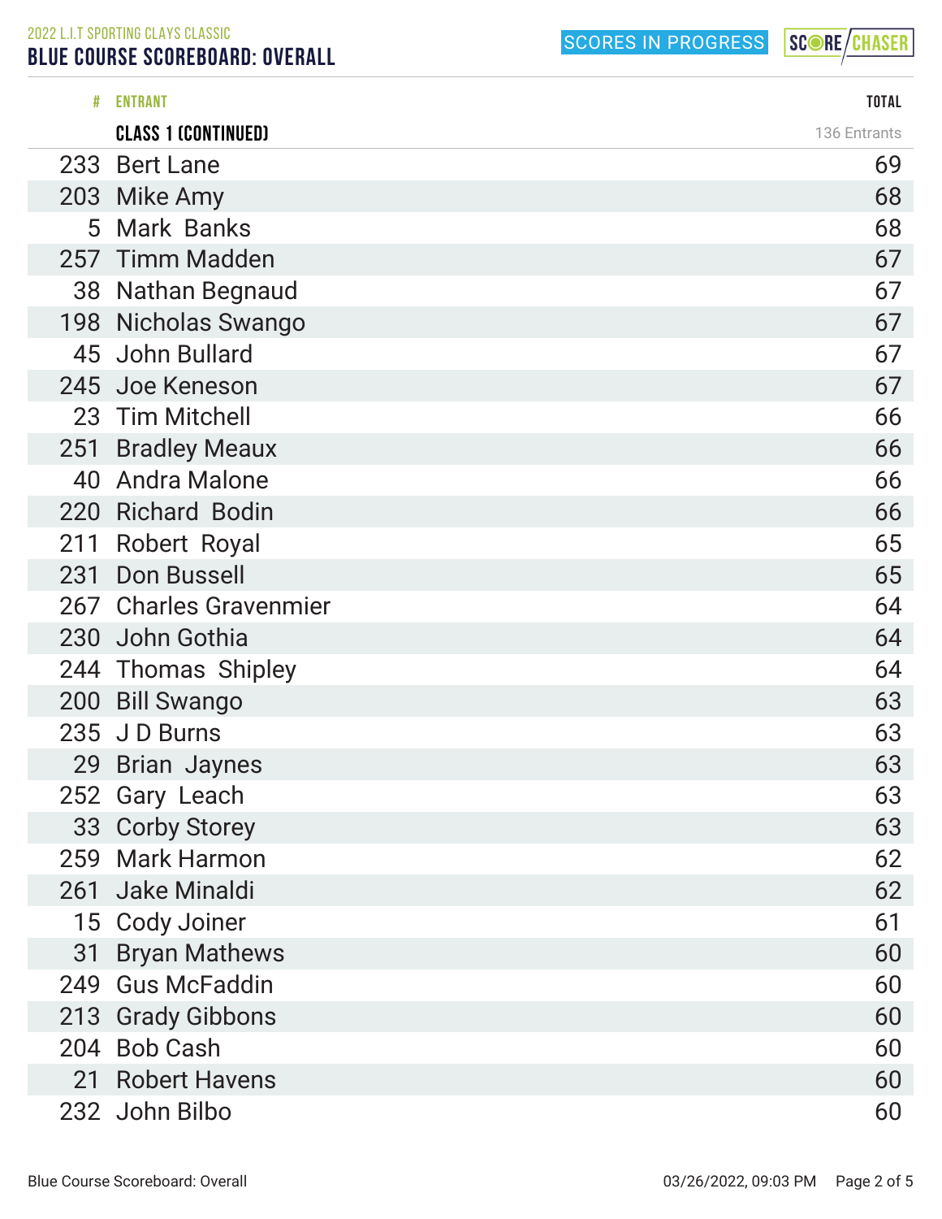2022 L.I.T SPORTING CLAYS CLASSIC

# BLUE COURSE SCOREBOARD: OVERALL

SCORES IN PROGRESS

| # | ENTRANT | TOTAL |
|---|---|---|
| | **CLASS 1 (CONTINUED)** | 136 Entrants |
| 233 | Bert Lane | 69 |
| 203 | Mike Amy | 68 |
| 5 | Mark Banks | 68 |
| 257 | Timm Madden | 67 |
| 38 | Nathan Begnaud | 67 |
| 198 | Nicholas Swango | 67 |
| 45 | John Bullard | 67 |
| 245 | Joe Keneson | 67 |
| 23 | Tim Mitchell | 66 |
| 251 | Bradley Meaux | 66 |
| 40 | Andra Malone | 66 |
| 220 | Richard Bodin | 66 |
| 211 | Robert Royal | 65 |
| 231 | Don Bussell | 65 |
| 267 | Charles Gravenmier | 64 |
| 230 | John Gothia | 64 |
| 244 | Thomas Shipley | 64 |
| 200 | Bill Swango | 63 |
| 235 | J D Burns | 63 |
| 29 | Brian Jaynes | 63 |
| 252 | Gary Leach | 63 |
| 33 | Corby Storey | 63 |
| 259 | Mark Harmon | 62 |
| 261 | Jake Minaldi | 62 |
| 15 | Cody Joiner | 61 |
| 31 | Bryan Mathews | 60 |
| 249 | Gus McFaddin | 60 |
| 213 | Grady Gibbons | 60 |
| 204 | Bob Cash | 60 |
| 21 | Robert Havens | 60 |
| 232 | John Bilbo | 60 |

03/26/2022, 09:03 PM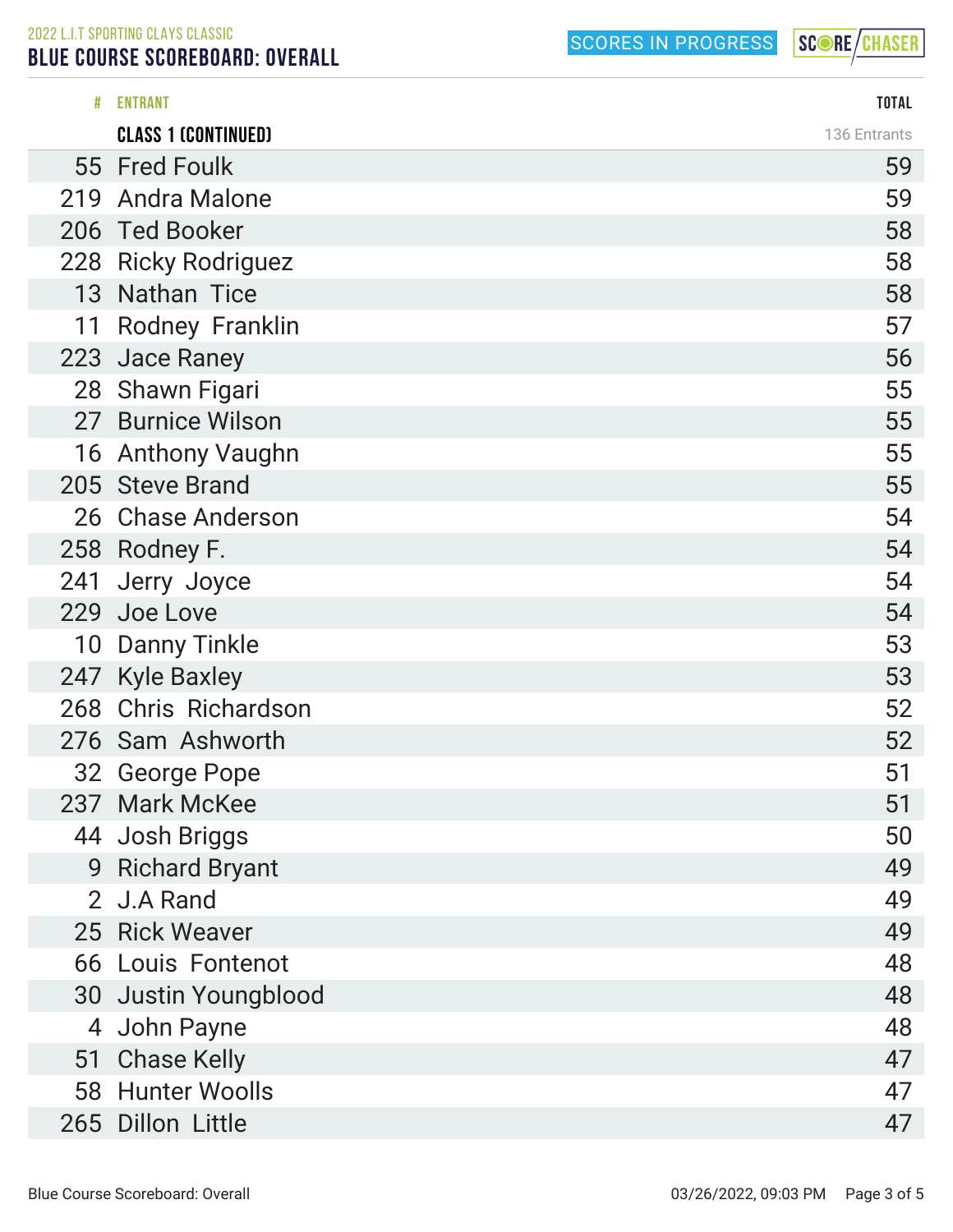2022 L.I.T SPORTING CLAYS CLASSIC

# BLUE COURSE SCOREBOARD: OVERALL

SCORES IN PROGRESS

| # | ENTRANT | TOTAL |
|---|---|---|
| | **CLASS 1 (CONTINUED)** | 136 Entrants |
| 55 | Fred Foulk | 59 |
| 219 | Andra Malone | 59 |
| 206 | Ted Booker | 58 |
| 228 | Ricky Rodriguez | 58 |
| 13 | Nathan  Tice | 58 |
| 11 | Rodney  Franklin | 57 |
| 223 | Jace Raney | 56 |
| 28 | Shawn Figari | 55 |
| 27 | Burnice Wilson | 55 |
| 16 | Anthony Vaughn | 55 |
| 205 | Steve Brand | 55 |
| 26 | Chase Anderson | 54 |
| 258 | Rodney F. | 54 |
| 241 | Jerry  Joyce | 54 |
| 229 | Joe Love | 54 |
| 10 | Danny Tinkle | 53 |
| 247 | Kyle Baxley | 53 |
| 268 | Chris  Richardson | 52 |
| 276 | Sam  Ashworth | 52 |
| 32 | George Pope | 51 |
| 237 | Mark McKee | 51 |
| 44 | Josh Briggs | 50 |
| 9 | Richard Bryant | 49 |
| 2 | J.A Rand | 49 |
| 25 | Rick Weaver | 49 |
| 66 | Louis  Fontenot | 48 |
| 30 | Justin Youngblood | 48 |
| 4 | John Payne | 48 |
| 51 | Chase Kelly | 47 |
| 58 | Hunter Woolls | 47 |
| 265 | Dillon  Little | 47 |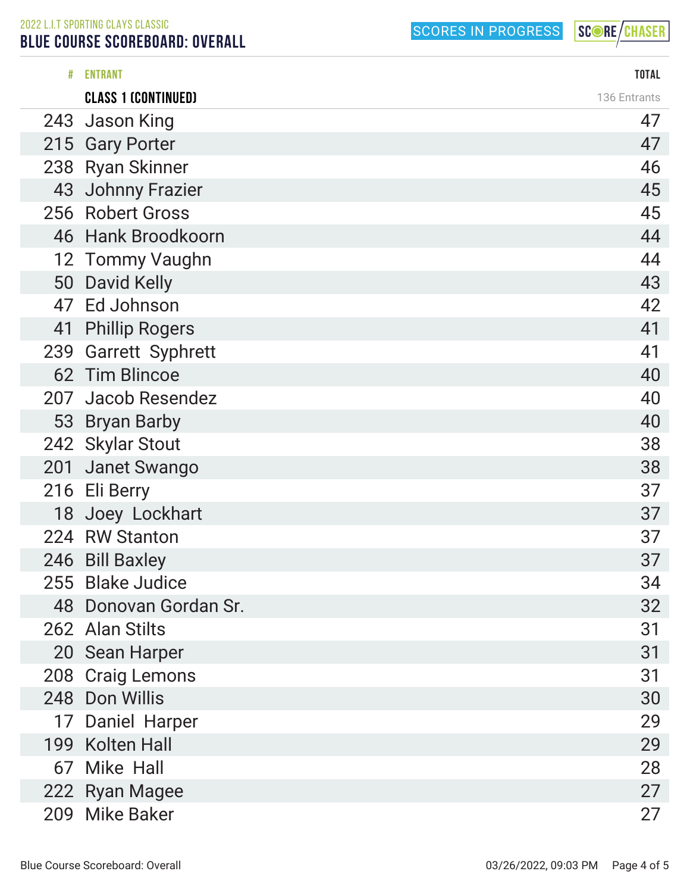2022 L.I.T SPORTING CLAYS CLASSIC

# BLUE COURSE SCOREBOARD: OVERALL

SCORES IN PROGRESS

| # | ENTRANT | TOTAL |
|---|---|---|
| | **CLASS 1 (CONTINUED)** | 136 Entrants |
| 243 | Jason King | 47 |
| 215 | Gary Porter | 47 |
| 238 | Ryan Skinner | 46 |
| 43 | Johnny Frazier | 45 |
| 256 | Robert Gross | 45 |
| 46 | Hank Broodkoorn | 44 |
| 12 | Tommy Vaughn | 44 |
| 50 | David Kelly | 43 |
| 47 | Ed Johnson | 42 |
| 41 | Phillip Rogers | 41 |
| 239 | Garrett Syphrett | 41 |
| 62 | Tim Blincoe | 40 |
| 207 | Jacob Resendez | 40 |
| 53 | Bryan Barby | 40 |
| 242 | Skylar Stout | 38 |
| 201 | Janet Swango | 38 |
| 216 | Eli Berry | 37 |
| 18 | Joey Lockhart | 37 |
| 224 | RW Stanton | 37 |
| 246 | Bill Baxley | 37 |
| 255 | Blake Judice | 34 |
| 48 | Donovan Gordan Sr. | 32 |
| 262 | Alan Stilts | 31 |
| 20 | Sean Harper | 31 |
| 208 | Craig Lemons | 31 |
| 248 | Don Willis | 30 |
| 17 | Daniel Harper | 29 |
| 199 | Kolten Hall | 29 |
| 67 | Mike Hall | 28 |
| 222 | Ryan Magee | 27 |
| 209 | Mike Baker | 27 |

03/26/2022, 09:03 PM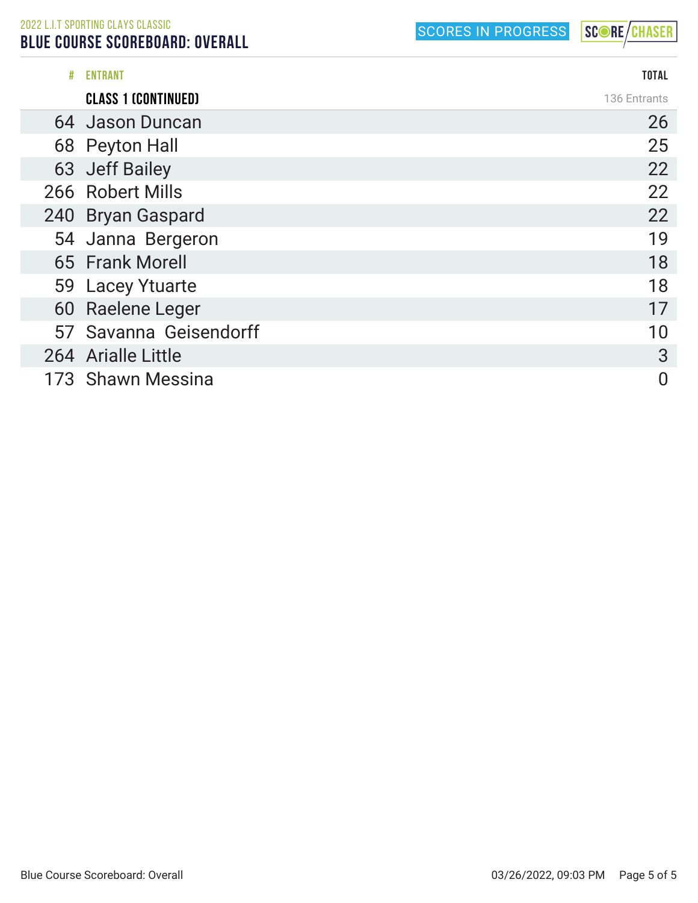2022 L.I.T SPORTING CLAYS CLASSIC

# BLUE COURSE SCOREBOARD: OVERALL

SCORES IN PROGRESS

SCORE CHASER

| # | ENTRANT | TOTAL |
|---|---|---|
| | **CLASS 1 (CONTINUED)** | 136 Entrants |
| 64 | Jason Duncan | 26 |
| 68 | Peyton Hall | 25 |
| 63 | Jeff Bailey | 22 |
| 266 | Robert Mills | 22 |
| 240 | Bryan Gaspard | 22 |
| 54 | Janna  Bergeron | 19 |
| 65 | Frank Morell | 18 |
| 59 | Lacey Ytuarte | 18 |
| 60 | Raelene Leger | 17 |
| 57 | Savanna  Geisendorff | 10 |
| 264 | Arialle Little | 3 |
| 173 | Shawn Messina | 0 |